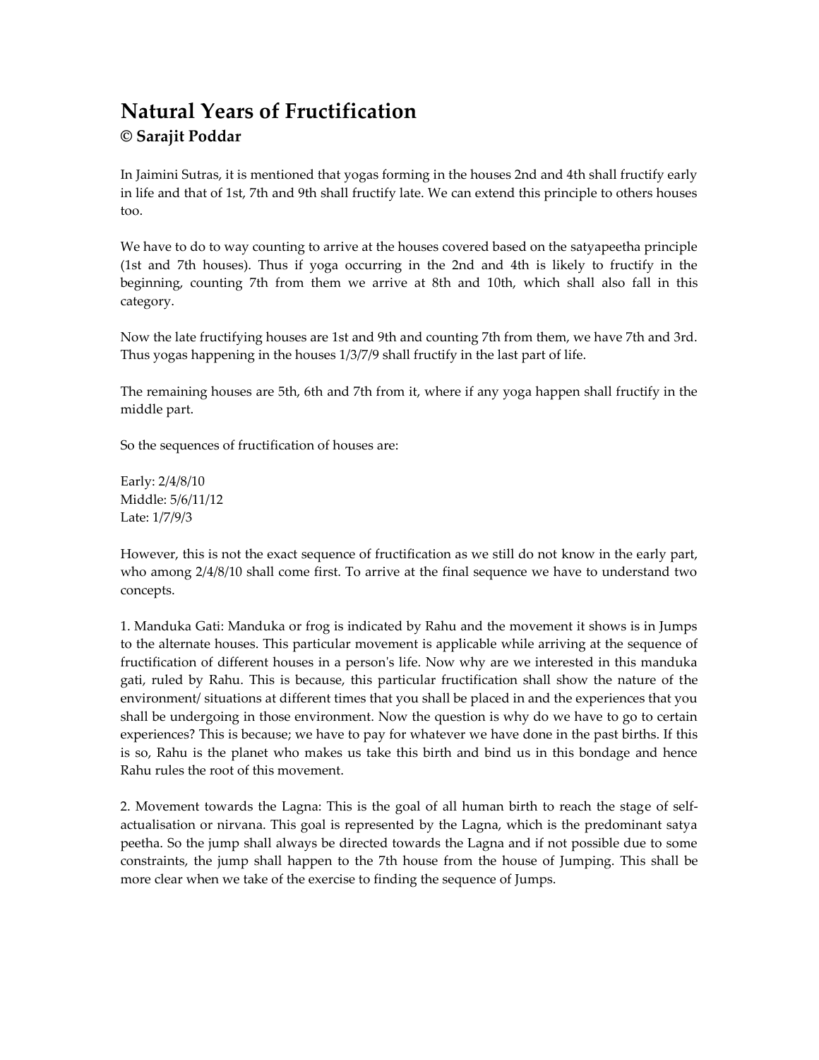# Natural Years of Fructification

**© Sarajit Poddar**

In Jaimini Sutras, it is mentioned that yogas forming in the houses 2nd and 4th shall fructify early in life and that of 1st, 7th and 9th shall fructify late. We can extend this principle to others houses too.

We have to do to way counting to arrive at the houses covered based on the satyapeetha principle (1st and 7th houses). Thus if yoga occurring in the 2nd and 4th is likely to fructify in the beginning, counting 7th from them we arrive at 8th and 10th, which shall also fall in this category.

Now the late fructifying houses are 1st and 9th and counting 7th from them, we have 7th and 3rd. Thus yogas happening in the houses 1/3/7/9 shall fructify in the last part of life.

The remaining houses are 5th, 6th and 7th from it, where if any yoga happen shall fructify in the middle part.

So the sequences of fructification of houses are:

Early: 2/4/8/10
Middle: 5/6/11/12
Late: 1/7/9/3

However, this is not the exact sequence of fructification as we still do not know in the early part, who among 2/4/8/10 shall come first. To arrive at the final sequence we have to understand two concepts.

1. Manduka Gati: Manduka or frog is indicated by Rahu and the movement it shows is in Jumps to the alternate houses. This particular movement is applicable while arriving at the sequence of fructification of different houses in a person's life. Now why are we interested in this manduka gati, ruled by Rahu. This is because, this particular fructification shall show the nature of the environment/ situations at different times that you shall be placed in and the experiences that you shall be undergoing in those environment. Now the question is why do we have to go to certain experiences? This is because; we have to pay for whatever we have done in the past births. If this is so, Rahu is the planet who makes us take this birth and bind us in this bondage and hence Rahu rules the root of this movement.

2. Movement towards the Lagna: This is the goal of all human birth to reach the stage of self-actualisation or nirvana. This goal is represented by the Lagna, which is the predominant satya peetha. So the jump shall always be directed towards the Lagna and if not possible due to some constraints, the jump shall happen to the 7th house from the house of Jumping. This shall be more clear when we take of the exercise to finding the sequence of Jumps.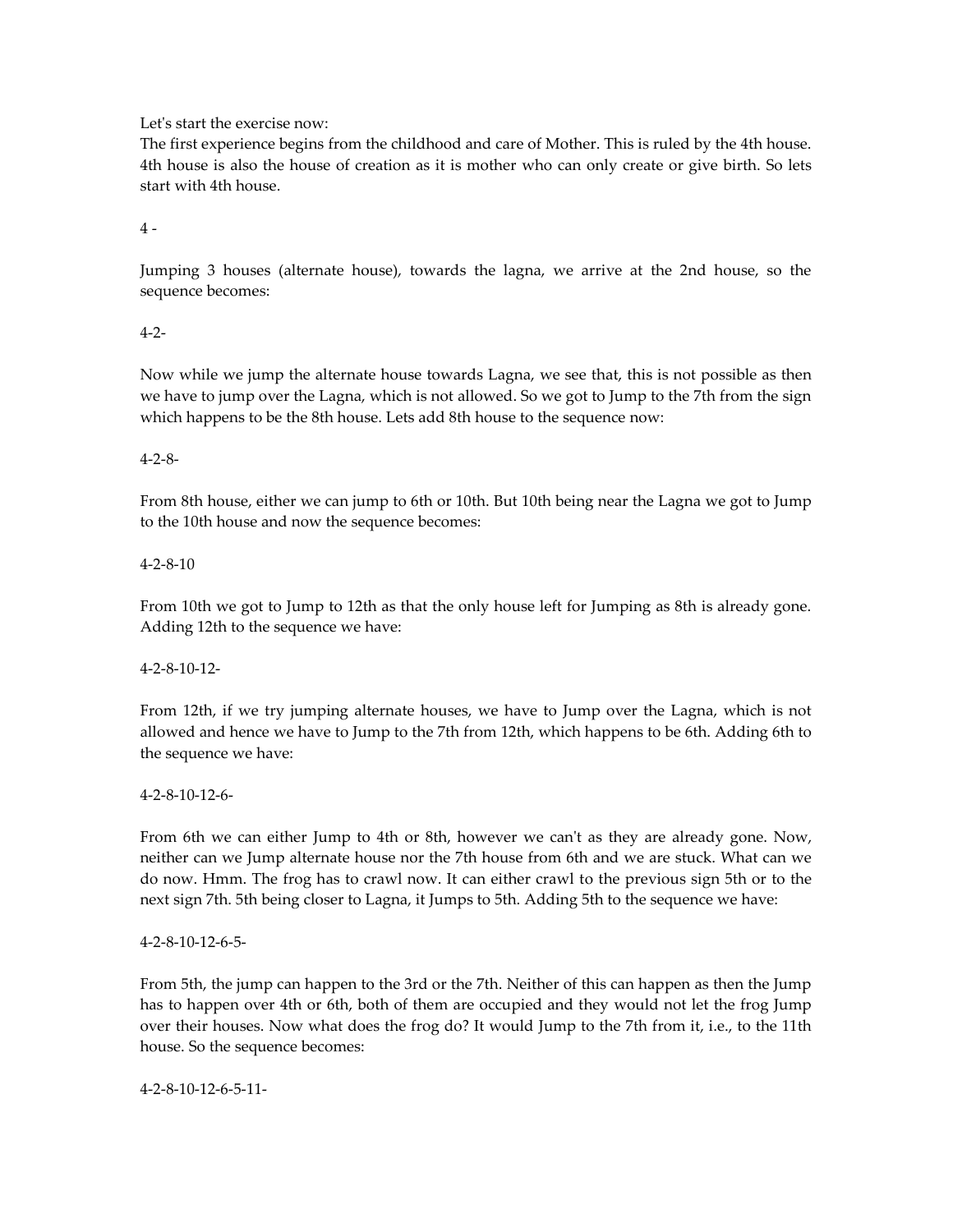Let's start the exercise now:

The first experience begins from the childhood and care of Mother. This is ruled by the 4th house. 4th house is also the house of creation as it is mother who can only create or give birth. So lets start with 4th house.

4 -

Jumping 3 houses (alternate house), towards the lagna, we arrive at the 2nd house, so the sequence becomes:

4-2-

Now while we jump the alternate house towards Lagna, we see that, this is not possible as then we have to jump over the Lagna, which is not allowed. So we got to Jump to the 7th from the sign which happens to be the 8th house. Lets add 8th house to the sequence now:

4-2-8-

From 8th house, either we can jump to 6th or 10th. But 10th being near the Lagna we got to Jump to the 10th house and now the sequence becomes:

4-2-8-10

From 10th we got to Jump to 12th as that the only house left for Jumping as 8th is already gone. Adding 12th to the sequence we have:

4-2-8-10-12-

From 12th, if we try jumping alternate houses, we have to Jump over the Lagna, which is not allowed and hence we have to Jump to the 7th from 12th, which happens to be 6th. Adding 6th to the sequence we have:

4-2-8-10-12-6-

From 6th we can either Jump to 4th or 8th, however we can't as they are already gone. Now, neither can we Jump alternate house nor the 7th house from 6th and we are stuck. What can we do now. Hmm. The frog has to crawl now. It can either crawl to the previous sign 5th or to the next sign 7th. 5th being closer to Lagna, it Jumps to 5th. Adding 5th to the sequence we have:

4-2-8-10-12-6-5-

From 5th, the jump can happen to the 3rd or the 7th. Neither of this can happen as then the Jump has to happen over 4th or 6th, both of them are occupied and they would not let the frog Jump over their houses. Now what does the frog do? It would Jump to the 7th from it, i.e., to the 11th house. So the sequence becomes:

4-2-8-10-12-6-5-11-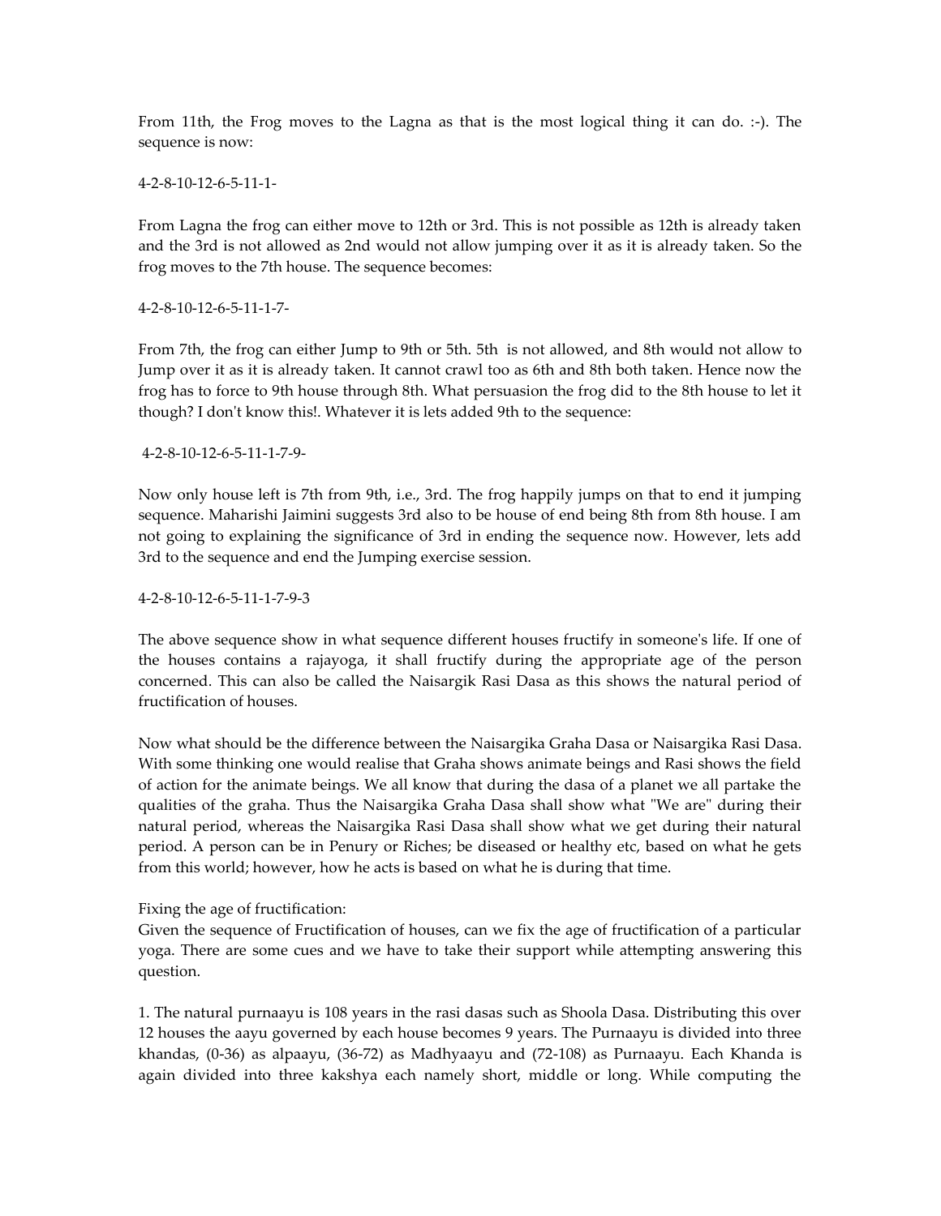From 11th, the Frog moves to the Lagna as that is the most logical thing it can do. :-). The sequence is now:

4-2-8-10-12-6-5-11-1-

From Lagna the frog can either move to 12th or 3rd. This is not possible as 12th is already taken and the 3rd is not allowed as 2nd would not allow jumping over it as it is already taken. So the frog moves to the 7th house. The sequence becomes:

4-2-8-10-12-6-5-11-1-7-

From 7th, the frog can either Jump to 9th or 5th. 5th is not allowed, and 8th would not allow to Jump over it as it is already taken. It cannot crawl too as 6th and 8th both taken. Hence now the frog has to force to 9th house through 8th. What persuasion the frog did to the 8th house to let it though? I don't know this!. Whatever it is lets added 9th to the sequence:

4-2-8-10-12-6-5-11-1-7-9-

Now only house left is 7th from 9th, i.e., 3rd. The frog happily jumps on that to end it jumping sequence. Maharishi Jaimini suggests 3rd also to be house of end being 8th from 8th house. I am not going to explaining the significance of 3rd in ending the sequence now. However, lets add 3rd to the sequence and end the Jumping exercise session.

4-2-8-10-12-6-5-11-1-7-9-3

The above sequence show in what sequence different houses fructify in someone's life. If one of the houses contains a rajayoga, it shall fructify during the appropriate age of the person concerned. This can also be called the Naisargik Rasi Dasa as this shows the natural period of fructification of houses.

Now what should be the difference between the Naisargika Graha Dasa or Naisargika Rasi Dasa. With some thinking one would realise that Graha shows animate beings and Rasi shows the field of action for the animate beings. We all know that during the dasa of a planet we all partake the qualities of the graha. Thus the Naisargika Graha Dasa shall show what "We are" during their natural period, whereas the Naisargika Rasi Dasa shall show what we get during their natural period. A person can be in Penury or Riches; be diseased or healthy etc, based on what he gets from this world; however, how he acts is based on what he is during that time.

Fixing the age of fructification:
Given the sequence of Fructification of houses, can we fix the age of fructification of a particular yoga. There are some cues and we have to take their support while attempting answering this question.

1. The natural purnaayu is 108 years in the rasi dasas such as Shoola Dasa. Distributing this over 12 houses the aayu governed by each house becomes 9 years. The Purnaayu is divided into three khandas, (0-36) as alpaayu, (36-72) as Madhyaayu and (72-108) as Purnaayu. Each Khanda is again divided into three kakshya each namely short, middle or long. While computing the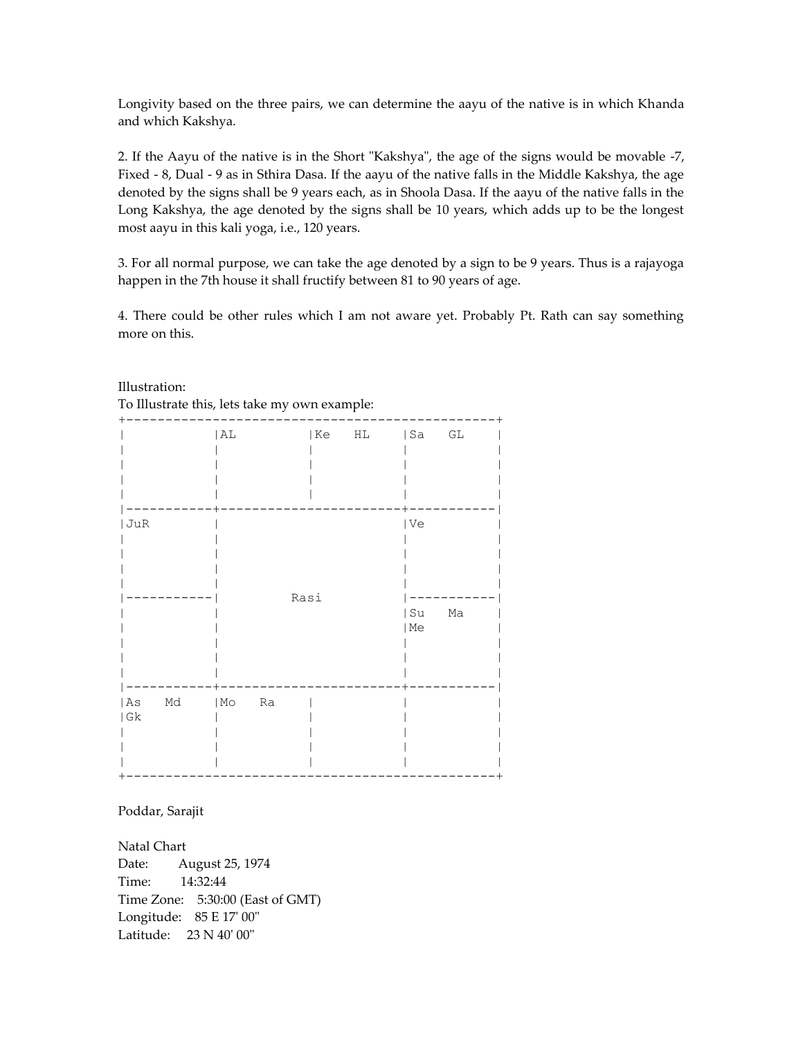Longivity based on the three pairs, we can determine the aayu of the native is in which Khanda and which Kakshya.

2. If the Aayu of the native is in the Short "Kakshya", the age of the signs would be movable -7, Fixed - 8, Dual - 9 as in Sthira Dasa. If the aayu of the native falls in the Middle Kakshya, the age denoted by the signs shall be 9 years each, as in Shoola Dasa. If the aayu of the native falls in the Long Kakshya, the age denoted by the signs shall be 10 years, which adds up to be the longest most aayu in this kali yoga, i.e., 120 years.

3. For all normal purpose, we can take the age denoted by a sign to be 9 years. Thus is a rajayoga happen in the 7th house it shall fructify between 81 to 90 years of age.

4. There could be other rules which I am not aware yet. Probably Pt. Rath can say something more on this.

Illustration:
To Illustrate this, lets take my own example:

```
+----------------------------------------------+
|           |AL         |Ke   HL    |Sa   GL    |
|           |           |           |           |
|           |           |           |           |
|           |           |           |           |
|           |           |           |           |
|-----------+-----------------------+-----------|
|JuR        |                       |Ve         |
|           |                       |           |
|           |                       |           |
|           |                       |           |
|           |                       |           |
|-----------|         Rasi          |-----------|
|           |                       |Su   Ma    |
|           |                       |Me         |
|           |                       |           |
|           |                       |           |
|           |                       |           |
|-----------+-----------------------+-----------|
|As   Md    |Mo   Ra    |           |           |
|Gk         |           |           |           |
|           |           |           |           |
|           |           |           |           |
|           |           |           |           |
+----------------------------------------------+
```

Poddar, Sarajit

Natal Chart
Date: August 25, 1974
Time: 14:32:44
Time Zone: 5:30:00 (East of GMT)
Longitude: 85 E 17' 00"
Latitude: 23 N 40' 00"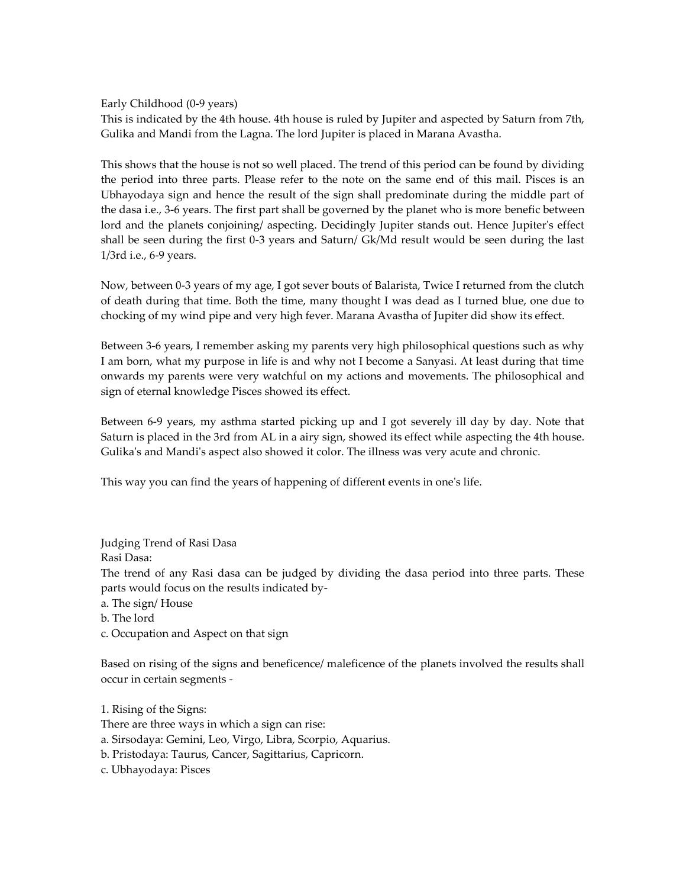Early Childhood (0-9 years)

This is indicated by the 4th house. 4th house is ruled by Jupiter and aspected by Saturn from 7th, Gulika and Mandi from the Lagna. The lord Jupiter is placed in Marana Avastha.

This shows that the house is not so well placed. The trend of this period can be found by dividing the period into three parts. Please refer to the note on the same end of this mail. Pisces is an Ubhayodaya sign and hence the result of the sign shall predominate during the middle part of the dasa i.e., 3-6 years. The first part shall be governed by the planet who is more benefic between lord and the planets conjoining/ aspecting. Decidingly Jupiter stands out. Hence Jupiter's effect shall be seen during the first 0-3 years and Saturn/ Gk/Md result would be seen during the last 1/3rd i.e., 6-9 years.

Now, between 0-3 years of my age, I got sever bouts of Balarista, Twice I returned from the clutch of death during that time. Both the time, many thought I was dead as I turned blue, one due to chocking of my wind pipe and very high fever. Marana Avastha of Jupiter did show its effect.

Between 3-6 years, I remember asking my parents very high philosophical questions such as why I am born, what my purpose in life is and why not I become a Sanyasi. At least during that time onwards my parents were very watchful on my actions and movements. The philosophical and sign of eternal knowledge Pisces showed its effect.

Between 6-9 years, my asthma started picking up and I got severely ill day by day. Note that Saturn is placed in the 3rd from AL in a airy sign, showed its effect while aspecting the 4th house. Gulika's and Mandi's aspect also showed it color. The illness was very acute and chronic.

This way you can find the years of happening of different events in one's life.

Judging Trend of Rasi Dasa

Rasi Dasa:

The trend of any Rasi dasa can be judged by dividing the dasa period into three parts. These parts would focus on the results indicated by-

a. The sign/ House
b. The lord
c. Occupation and Aspect on that sign

Based on rising of the signs and beneficence/ maleficence of the planets involved the results shall occur in certain segments -

1. Rising of the Signs:

There are three ways in which a sign can rise:

a. Sirsodaya: Gemini, Leo, Virgo, Libra, Scorpio, Aquarius.
b. Pristodaya: Taurus, Cancer, Sagittarius, Capricorn.
c. Ubhayodaya: Pisces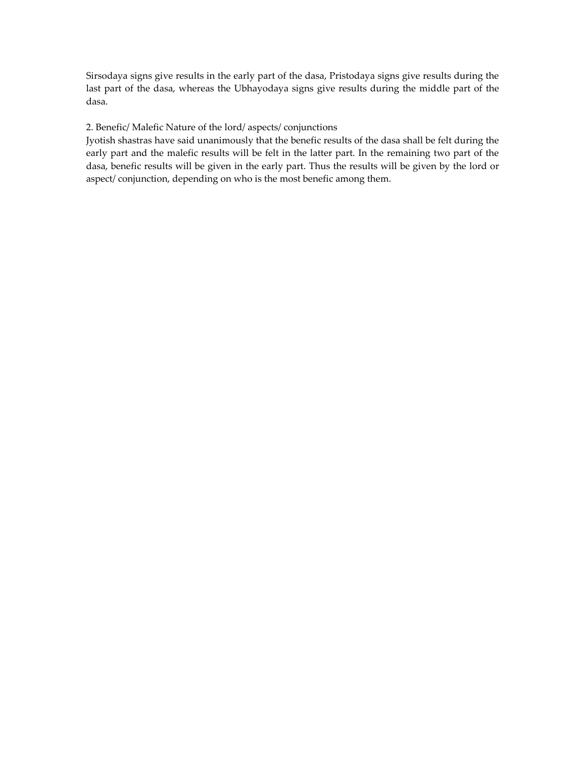Sirsodaya signs give results in the early part of the dasa, Pristodaya signs give results during the last part of the dasa, whereas the Ubhayodaya signs give results during the middle part of the dasa.

2. Benefic/ Malefic Nature of the lord/ aspects/ conjunctions

Jyotish shastras have said unanimously that the benefic results of the dasa shall be felt during the early part and the malefic results will be felt in the latter part. In the remaining two part of the dasa, benefic results will be given in the early part. Thus the results will be given by the lord or aspect/ conjunction, depending on who is the most benefic among them.